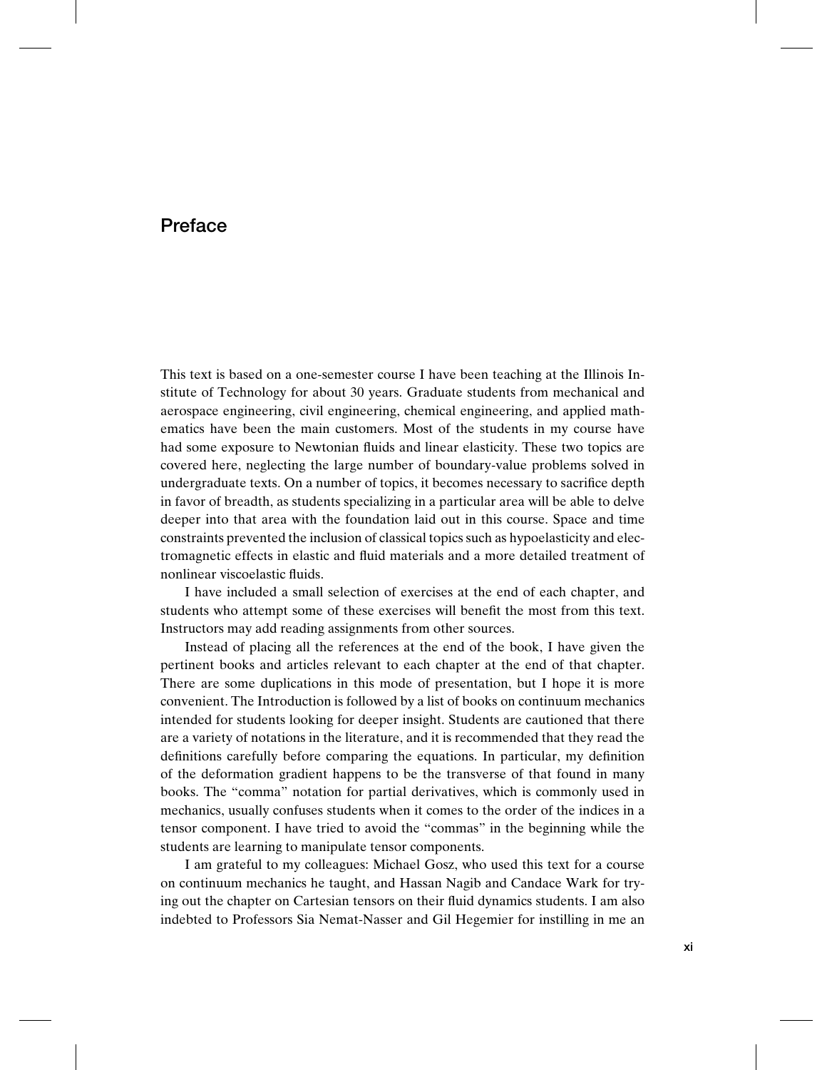# Preface

This text is based on a one-semester course I have been teaching at the Illinois Institute of Technology for about 30 years. Graduate students from mechanical and aerospace engineering, civil engineering, chemical engineering, and applied mathematics have been the main customers. Most of the students in my course have had some exposure to Newtonian fluids and linear elasticity. These two topics are covered here, neglecting the large number of boundary-value problems solved in undergraduate texts. On a number of topics, it becomes necessary to sacrifice depth in favor of breadth, as students specializing in a particular area will be able to delve deeper into that area with the foundation laid out in this course. Space and time constraints prevented the inclusion of classical topics such as hypoelasticity and electromagnetic effects in elastic and fluid materials and a more detailed treatment of nonlinear viscoelastic fluids.

I have included a small selection of exercises at the end of each chapter, and students who attempt some of these exercises will benefit the most from this text. Instructors may add reading assignments from other sources.

Instead of placing all the references at the end of the book, I have given the pertinent books and articles relevant to each chapter at the end of that chapter. There are some duplications in this mode of presentation, but I hope it is more convenient. The Introduction is followed by a list of books on continuum mechanics intended for students looking for deeper insight. Students are cautioned that there are a variety of notations in the literature, and it is recommended that they read the definitions carefully before comparing the equations. In particular, my definition of the deformation gradient happens to be the transverse of that found in many books. The "comma" notation for partial derivatives, which is commonly used in mechanics, usually confuses students when it comes to the order of the indices in a tensor component. I have tried to avoid the "commas" in the beginning while the students are learning to manipulate tensor components.

I am grateful to my colleagues: Michael Gosz, who used this text for a course on continuum mechanics he taught, and Hassan Nagib and Candace Wark for trying out the chapter on Cartesian tensors on their fluid dynamics students. I am also indebted to Professors Sia Nemat-Nasser and Gil Hegemier for instilling in me an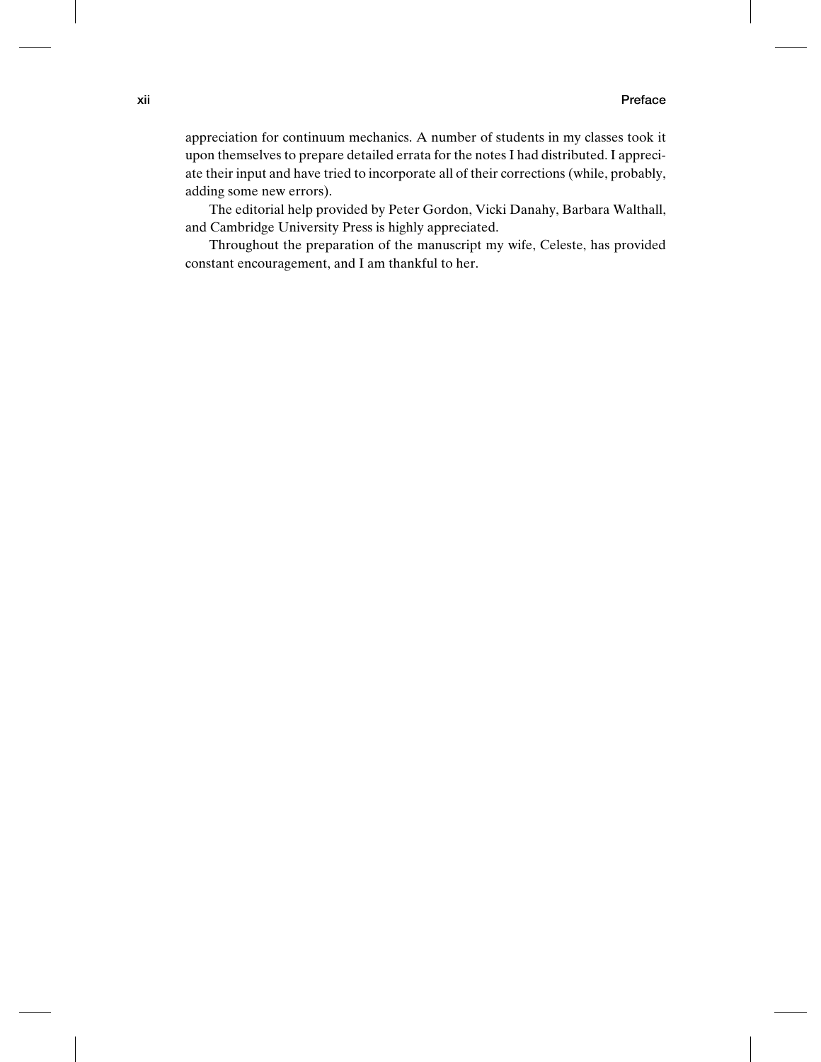appreciation for continuum mechanics. A number of students in my classes took it upon themselves to prepare detailed errata for the notes I had distributed. I appreciate their input and have tried to incorporate all of their corrections (while, probably, adding some new errors).

The editorial help provided by Peter Gordon, Vicki Danahy, Barbara Walthall, and Cambridge University Press is highly appreciated.

Throughout the preparation of the manuscript my wife, Celeste, has provided constant encouragement, and I am thankful to her.